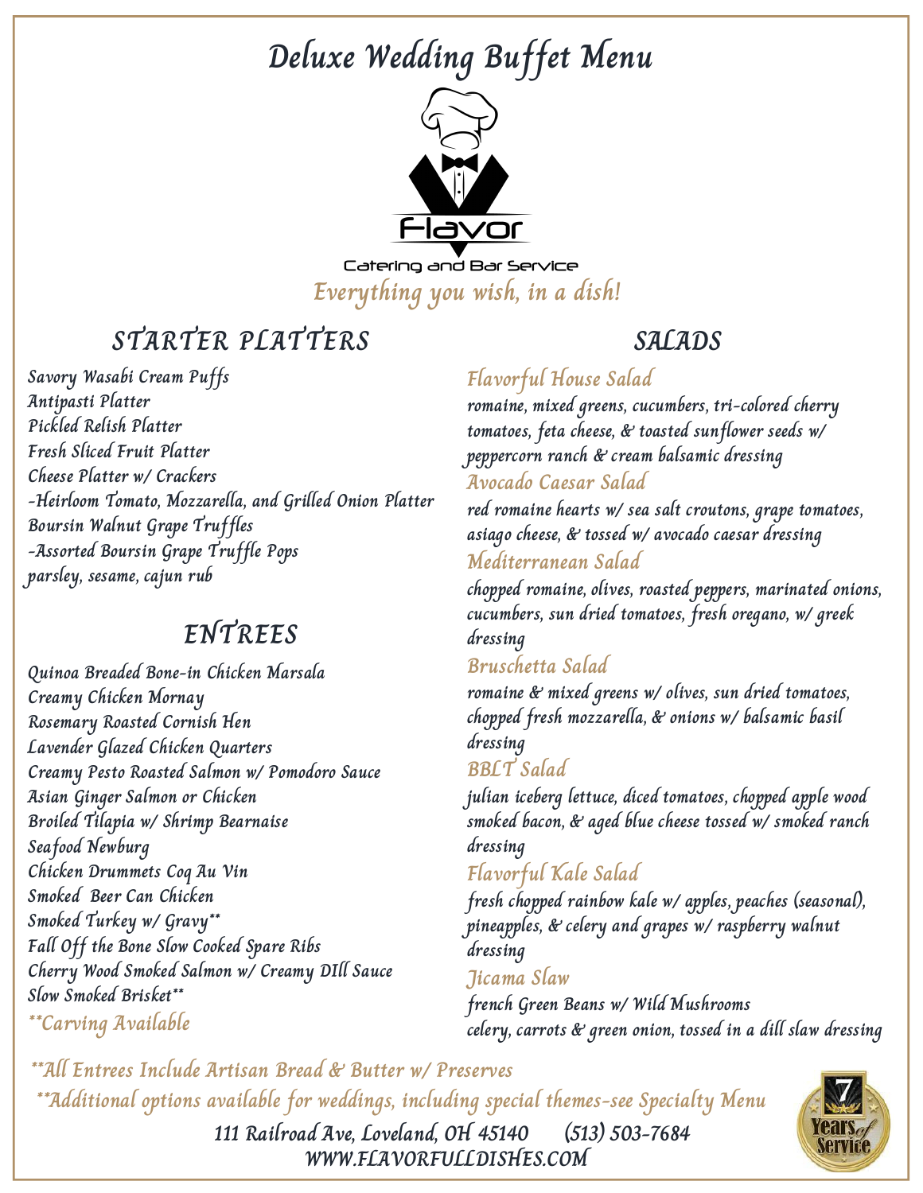# Deluxe Wedding Buffet Menu

Flavor

Catering and Bar Service

*Everything you wish, in a dish!*

## STARTER PLATTERS

Savory Wasabi Cream Puffs
Antipasti Platter
Pickled Relish Platter
Fresh Sliced Fruit Platter
Cheese Platter w/ Crackers
-Heirloom Tomato, Mozzarella, and Grilled Onion Platter
Boursin Walnut Grape Truffles
-Assorted Boursin Grape Truffle Pops
parsley, sesame, cajun rub

## ENTREES

Quinoa Breaded Bone-in Chicken Marsala
Creamy Chicken Mornay
Rosemary Roasted Cornish Hen
Lavender Glazed Chicken Quarters
Creamy Pesto Roasted Salmon w/ Pomodoro Sauce
Asian Ginger Salmon or Chicken
Broiled Tilapia w/ Shrimp Bearnaise
Seafood Newburg
Chicken Drummets Coq Au Vin
Smoked Beer Can Chicken
Smoked Turkey w/ Gravy**
Fall Off the Bone Slow Cooked Spare Ribs
Cherry Wood Smoked Salmon w/ Creamy DIll Sauce
Slow Smoked Brisket**
**Carving Available

## SALADS

### Flavorful House Salad
romaine, mixed greens, cucumbers, tri-colored cherry tomatoes, feta cheese, & toasted sunflower seeds w/ peppercorn ranch & cream balsamic dressing

### Avocado Caesar Salad
red romaine hearts w/ sea salt croutons, grape tomatoes, asiago cheese, & tossed w/ avocado caesar dressing

### Mediterranean Salad
chopped romaine, olives, roasted peppers, marinated onions, cucumbers, sun dried tomatoes, fresh oregano, w/ greek dressing

### Bruschetta Salad
romaine & mixed greens w/ olives, sun dried tomatoes, chopped fresh mozzarella, & onions w/ balsamic basil dressing

### BBLT Salad
julian iceberg lettuce, diced tomatoes, chopped apple wood smoked bacon, & aged blue cheese tossed w/ smoked ranch dressing

### Flavorful Kale Salad
fresh chopped rainbow kale w/ apples, peaches (seasonal), pineapples, & celery and grapes w/ raspberry walnut dressing

### Jicama Slaw
french Green Beans w/ Wild Mushrooms
celery, carrots & green onion, tossed in a dill slaw dressing

**All Entrees Include Artisan Bread & Butter w/ Preserves
**Additional options available for weddings, including special themes-see Specialty Menu

111 Railroad Ave, Loveland, OH 45140 (513) 503-7684
WWW.FLAVORFULLDISHES.COM

7 Years of Service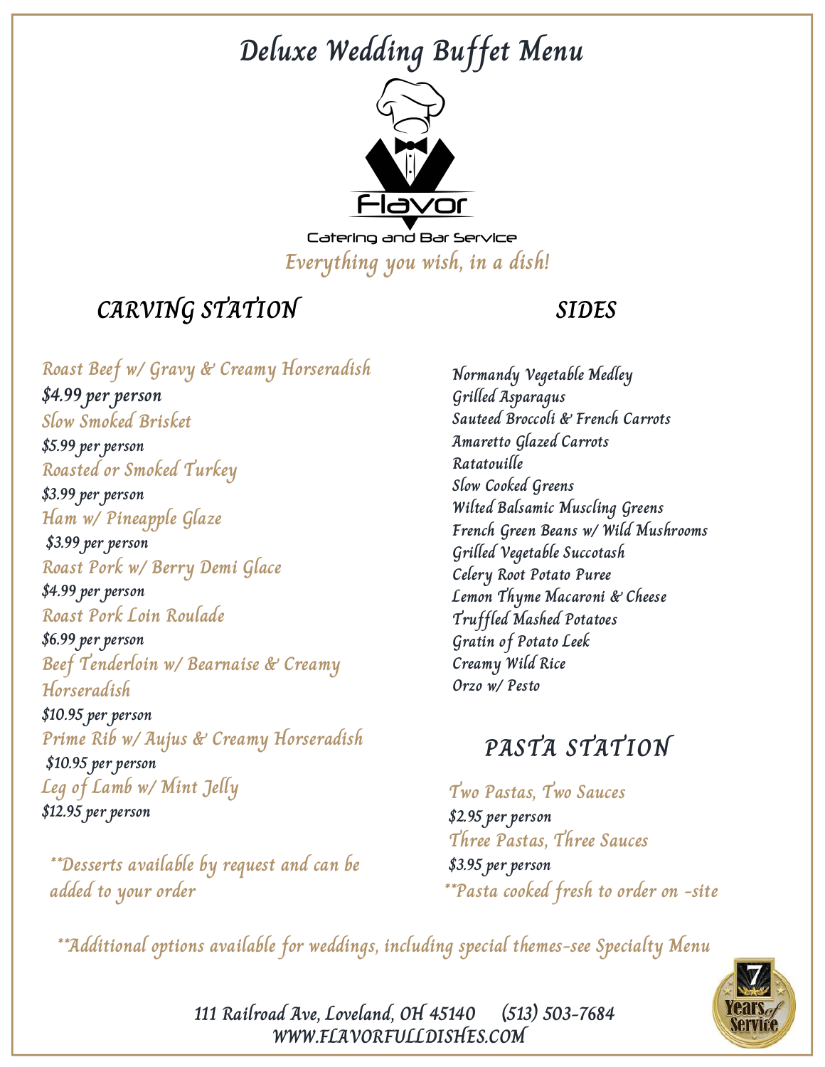# Deluxe Wedding Buffet Menu

Flavor

Catering and Bar Service

*Everything you wish, in a dish!*

## CARVING STATION

**Roast Beef w/ Gravy & Creamy Horseradish**
$4.99 per person

**Slow Smoked Brisket**
$5.99 per person

**Roasted or Smoked Turkey**
$3.99 per person

**Ham w/ Pineapple Glaze**
$3.99 per person

**Roast Pork w/ Berry Demi Glace**
$4.99 per person

**Roast Pork Loin Roulade**
$6.99 per person

**Beef Tenderloin w/ Bearnaise & Creamy Horseradish**
$10.95 per person

**Prime Rib w/ Aujus & Creamy Horseradish**
$10.95 per person

**Leg of Lamb w/ Mint Jelly**
$12.95 per person

**Desserts available by request and can be added to your order

## SIDES

- Normandy Vegetable Medley
- Grilled Asparagus
- Sauteed Broccoli & French Carrots
- Amaretto Glazed Carrots
- Ratatouille
- Slow Cooked Greens
- Wilted Balsamic Muscling Greens
- French Green Beans w/ Wild Mushrooms
- Grilled Vegetable Succotash
- Celery Root Potato Puree
- Lemon Thyme Macaroni & Cheese
- Truffled Mashed Potatoes
- Gratin of Potato Leek
- Creamy Wild Rice
- Orzo w/ Pesto

## PASTA STATION

**Two Pastas, Two Sauces**
$2.95 per person

**Three Pastas, Three Sauces**
$3.95 per person

**Pasta cooked fresh to order on -site

**Additional options available for weddings, including special themes-see Specialty Menu

111 Railroad Ave, Loveland, OH 45140 (513) 503-7684
WWW.FLAVORFULLDISHES.COM

7 Years of Service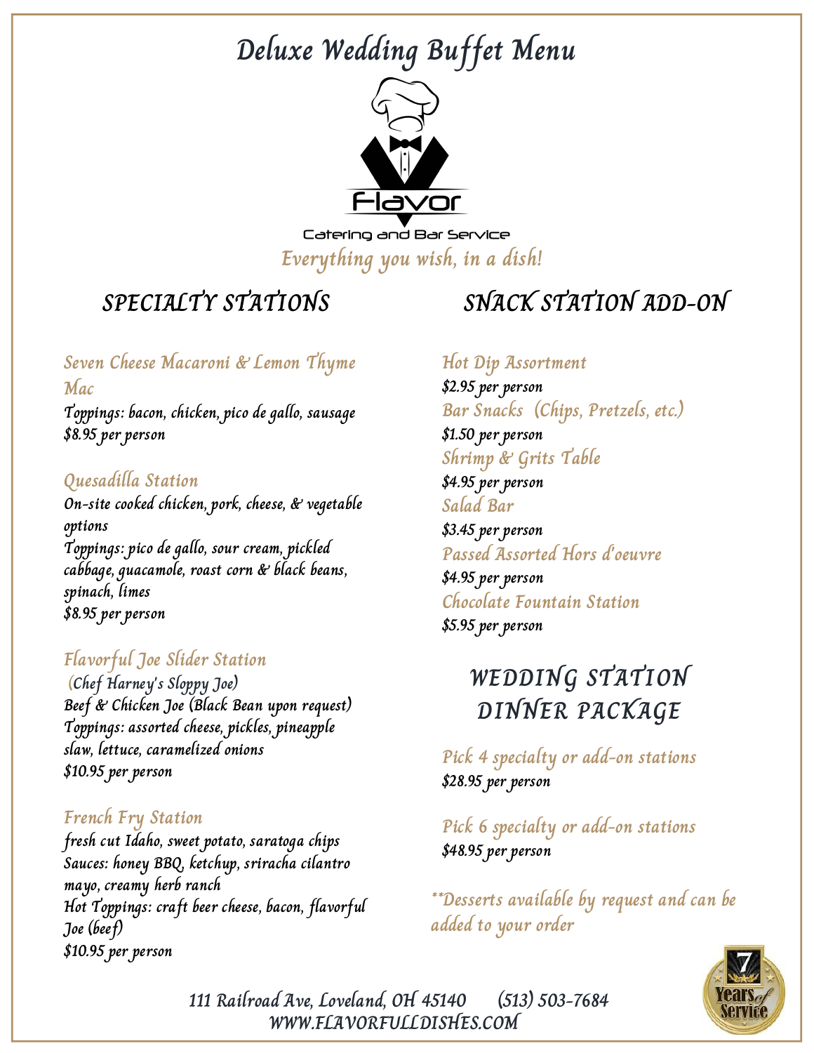# Deluxe Wedding Buffet Menu

Flavor

Catering and Bar Service

*Everything you wish, in a dish!*

## SPECIALTY STATIONS

### Seven Cheese Macaroni & Lemon Thyme Mac

Toppings: bacon, chicken, pico de gallo, sausage
$8.95 per person

### Quesadilla Station

On-site cooked chicken, pork, cheese, & vegetable options
Toppings: pico de gallo, sour cream, pickled cabbage, guacamole, roast corn & black beans, spinach, limes
$8.95 per person

### Flavorful Joe Slider Station

(Chef Harney's Sloppy Joe)
Beef & Chicken Joe (Black Bean upon request)
Toppings: assorted cheese, pickles, pineapple slaw, lettuce, caramelized onions
$10.95 per person

### French Fry Station

fresh cut Idaho, sweet potato, saratoga chips
Sauces: honey BBQ, ketchup, sriracha cilantro mayo, creamy herb ranch
Hot Toppings: craft beer cheese, bacon, flavorful Joe (beef)
$10.95 per person

## SNACK STATION ADD-ON

### Hot Dip Assortment

$2.95 per person

### Bar Snacks (Chips, Pretzels, etc.)

$1.50 per person

### Shrimp & Grits Table

$4.95 per person

### Salad Bar

$3.45 per person

### Passed Assorted Hors d'oeuvre

$4.95 per person

### Chocolate Fountain Station

$5.95 per person

## WEDDING STATION DINNER PACKAGE

### Pick 4 specialty or add-on stations

$28.95 per person

### Pick 6 specialty or add-on stations

$48.95 per person

**Desserts available by request and can be added to your order

7 Years of Service

111 Railroad Ave, Loveland, OH 45140 (513) 503-7684
WWW.FLAVORFULLDISHES.COM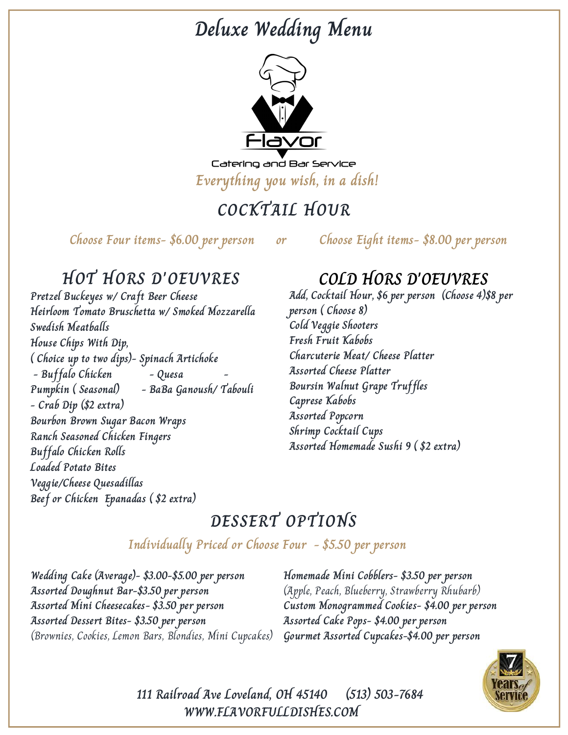# Deluxe Wedding Menu

Flavor

Catering and Bar Service

*Everything you wish, in a dish!*

## COCKTAIL HOUR

*Choose Four items- $6.00 per person or Choose Eight items- $8.00 per person*

### HOT HORS D'OEUVRES

Pretzel Buckeyes w/ Craft Beer Cheese
Heirloom Tomato Bruschetta w/ Smoked Mozzarella
Swedish Meatballs
House Chips With Dip,
( Choice up to two dips)- Spinach Artichoke
- Buffalo Chicken - Quesa -
Pumpkin ( Seasonal) - BaBa Ganoush/ Tabouli
- Crab Dip ($2 extra)
Bourbon Brown Sugar Bacon Wraps
Ranch Seasoned Chicken Fingers
Buffalo Chicken Rolls
Loaded Potato Bites
Veggie/Cheese Quesadillas
Beef or Chicken Epanadas ( $2 extra)

### COLD HORS D'OEUVRES

Add, Cocktail Hour, $6 per person (Choose 4)$8 per person ( Choose 8)
Cold Veggie Shooters
Fresh Fruit Kabobs
Charcuterie Meat/ Cheese Platter
Assorted Cheese Platter
Boursin Walnut Grape Truffles
Caprese Kabobs
Assorted Popcorn
Shrimp Cocktail Cups
Assorted Homemade Sushi 9 ( $2 extra)

## DESSERT OPTIONS

*Individually Priced or Choose Four - $5.50 per person*

Wedding Cake (Average)- $3.00-$5.00 per person
Assorted Doughnut Bar-$3.50 per person
Assorted Mini Cheesecakes- $3.50 per person
Assorted Dessert Bites- $3.50 per person
(Brownies, Cookies, Lemon Bars, Blondies, Mini Cupcakes)
Homemade Mini Cobblers- $3.50 per person
(Apple, Peach, Blueberry, Strawberry Rhubarb)
Custom Monogrammed Cookies- $4.00 per person
Assorted Cake Pops- $4.00 per person
Gourmet Assorted Cupcakes-$4.00 per person

7 Years of Service

111 Railroad Ave Loveland, OH 45140 (513) 503-7684
WWW.FLAVORFULLDISHES.COM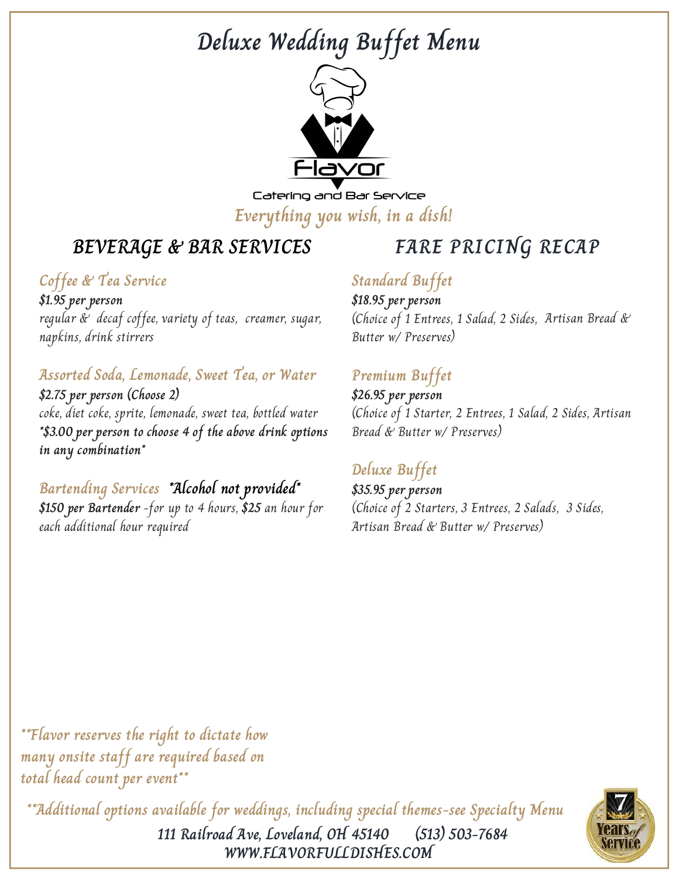# Deluxe Wedding Buffet Menu

Flavor

Catering and Bar Service

*Everything you wish, in a dish!*

## BEVERAGE & BAR SERVICES

### Coffee & Tea Service

**$1.95 per person**

*regular & decaf coffee, variety of teas, creamer, sugar, napkins, drink stirrers*

### Assorted Soda, Lemonade, Sweet Tea, or Water

**$2.75 per person (Choose 2)**

*coke, diet coke, sprite, lemonade, sweet tea, bottled water*

**\*$3.00 per person to choose 4 of the above drink options in any combination\***

### Bartending Services **\*Alcohol not provided\***

**$150 per Bartender** *-for up to 4 hours,* **$25** *an hour for each additional hour required*

## FARE PRICING RECAP

### Standard Buffet

**$18.95 per person**

*(Choice of 1 Entrees, 1 Salad, 2 Sides, Artisan Bread & Butter w/ Preserves)*

### Premium Buffet

**$26.95 per person**

*(Choice of 1 Starter, 2 Entrees, 1 Salad, 2 Sides, Artisan Bread & Butter w/ Preserves)*

### Deluxe Buffet

**$35.95 per person**

*(Choice of 2 Starters, 3 Entrees, 2 Salads, 3 Sides, Artisan Bread & Butter w/ Preserves)*

*\*\*Flavor reserves the right to dictate how many onsite staff are required based on total head count per event\*\**

*\*\*Additional options available for weddings, including special themes-see Specialty Menu*

**111 Railroad Ave, Loveland, OH 45140 (513) 503-7684**

**WWW.FLAVORFULLDISHES.COM**

7 Years of Service